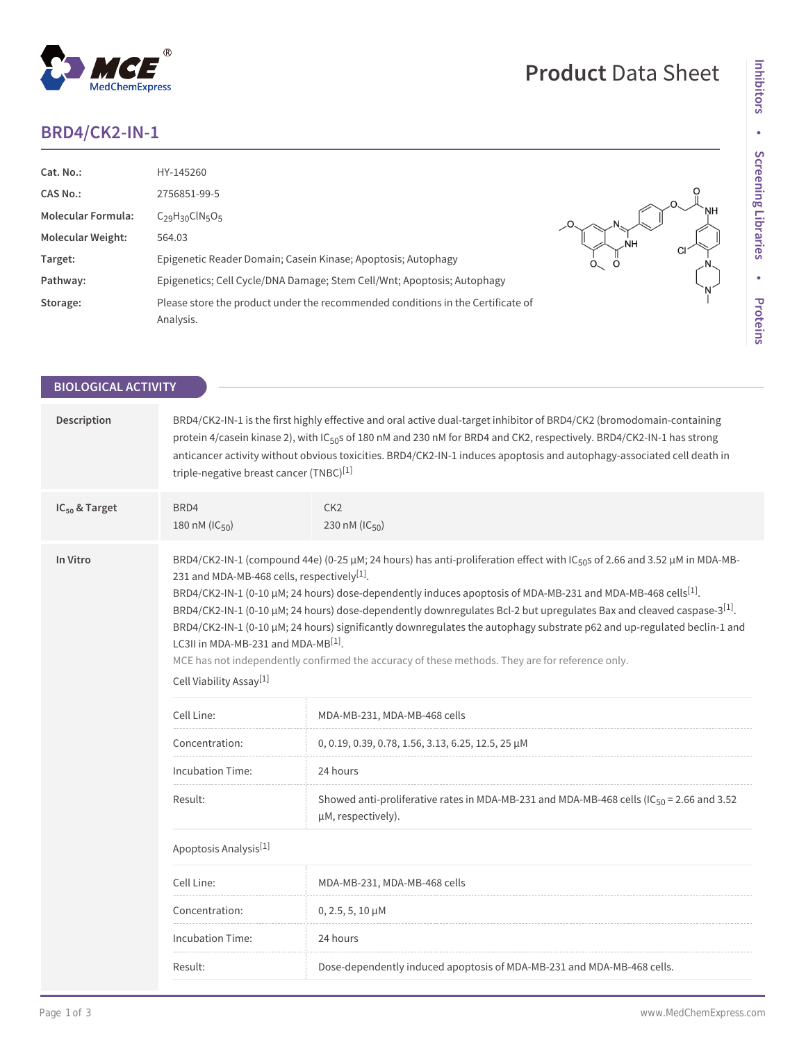# BRD4/CK2-IN-1

| | |
|---|---|
| **Cat. No.:** | HY-145260 |
| **CAS No.:** | 2756851-99-5 |
| **Molecular Formula:** | $C_{29}H_{30}ClN_5O_5$ |
| **Molecular Weight:** | 564.03 |
| **Target:** | Epigenetic Reader Domain; Casein Kinase; Apoptosis; Autophagy |
| **Pathway:** | Epigenetics; Cell Cycle/DNA Damage; Stem Cell/Wnt; Apoptosis; Autophagy |
| **Storage:** | Please store the product under the recommended conditions in the Certificate of Analysis. |

## BIOLOGICAL ACTIVITY

**Description**

BRD4/CK2-IN-1 is the first highly effective and oral active dual-target inhibitor of BRD4/CK2 (bromodomain-containing protein 4/casein kinase 2), with $IC_{50}$s of 180 nM and 230 nM for BRD4 and CK2, respectively. BRD4/CK2-IN-1 has strong anticancer activity without obvious toxicities. BRD4/CK2-IN-1 induces apoptosis and autophagy-associated cell death in triple-negative breast cancer (TNBC)[1]

**$IC_{50}$ & Target**

| BRD4 | CK2 |
|---|---|
| 180 nM ($IC_{50}$) | 230 nM ($IC_{50}$) |

**In Vitro**

BRD4/CK2-IN-1 (compound 44e) (0-25 µM; 24 hours) has anti-proliferation effect with $IC_{50}$s of 2.66 and 3.52 µM in MDA-MB-231 and MDA-MB-468 cells, respectively[1].

BRD4/CK2-IN-1 (0-10 µM; 24 hours) dose-dependently induces apoptosis of MDA-MB-231 and MDA-MB-468 cells[1].

BRD4/CK2-IN-1 (0-10 µM; 24 hours) dose-dependently downregulates Bcl-2 but upregulates Bax and cleaved caspase-3[1].

BRD4/CK2-IN-1 (0-10 µM; 24 hours) significantly downregulates the autophagy substrate p62 and up-regulated beclin-1 and LC3II in MDA-MB-231 and MDA-MB[1].

MCE has not independently confirmed the accuracy of these methods. They are for reference only.

Cell Viability Assay[1]

| | |
|---|---|
| Cell Line: | MDA-MB-231, MDA-MB-468 cells |
| Concentration: | 0, 0.19, 0.39, 0.78, 1.56, 3.13, 6.25, 12.5, 25 µM |
| Incubation Time: | 24 hours |
| Result: | Showed anti-proliferative rates in MDA-MB-231 and MDA-MB-468 cells ($IC_{50}$ = 2.66 and 3.52 µM, respectively). |

Apoptosis Analysis[1]

| | |
|---|---|
| Cell Line: | MDA-MB-231, MDA-MB-468 cells |
| Concentration: | 0, 2.5, 5, 10 µM |
| Incubation Time: | 24 hours |
| Result: | Dose-dependently induced apoptosis of MDA-MB-231 and MDA-MB-468 cells. |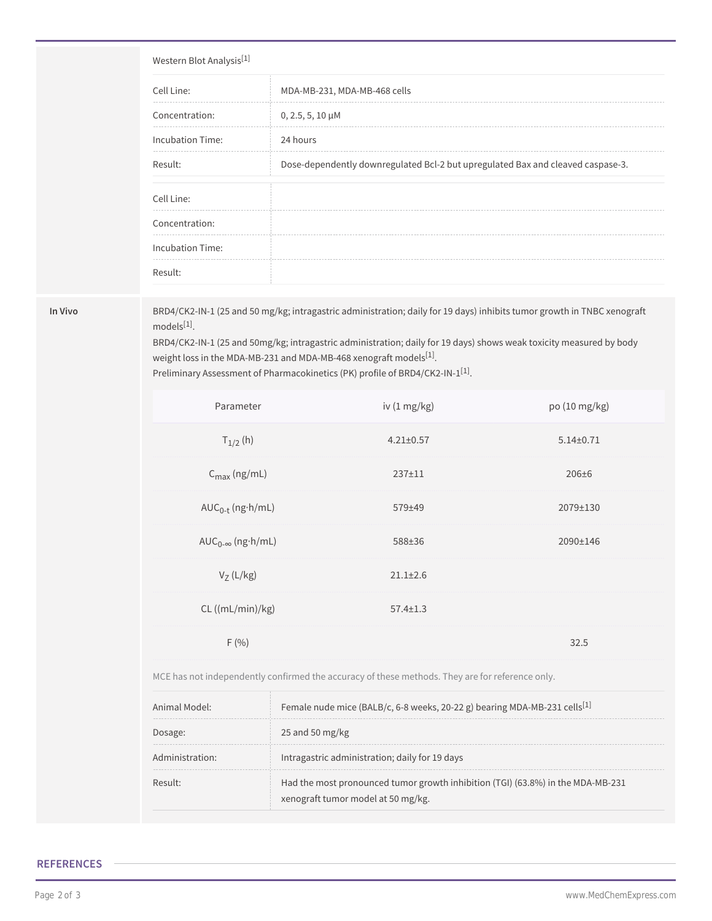Western Blot Analysis[1]

| | |
|---|---|
| Cell Line: | MDA-MB-231, MDA-MB-468 cells |
| Concentration: | 0, 2.5, 5, 10 μM |
| Incubation Time: | 24 hours |
| Result: | Dose-dependently downregulated Bcl-2 but upregulated Bax and cleaved caspase-3. |

| | |
|---|---|
| Cell Line: | |
| Concentration: | |
| Incubation Time: | |
| Result: | |

**In Vivo**

BRD4/CK2-IN-1 (25 and 50 mg/kg; intragastric administration; daily for 19 days) inhibits tumor growth in TNBC xenograft models[1].

BRD4/CK2-IN-1 (25 and 50mg/kg; intragastric administration; daily for 19 days) shows weak toxicity measured by body weight loss in the MDA-MB-231 and MDA-MB-468 xenograft models[1].

Preliminary Assessment of Pharmacokinetics (PK) profile of BRD4/CK2-IN-1[1].

| Parameter | iv (1 mg/kg) | po (10 mg/kg) |
|---|---|---|
| $T_{1/2}$ (h) | 4.21±0.57 | 5.14±0.71 |
| $C_{max}$ (ng/mL) | 237±11 | 206±6 |
| $AUC_{0-t}$ (ng·h/mL) | 579±49 | 2079±130 |
| $AUC_{0-\infty}$ (ng·h/mL) | 588±36 | 2090±146 |
| $V_Z$ (L/kg) | 21.1±2.6 | |
| CL ((mL/min)/kg) | 57.4±1.3 | |
| F (%) | | 32.5 |

MCE has not independently confirmed the accuracy of these methods. They are for reference only.

| | |
|---|---|
| Animal Model: | Female nude mice (BALB/c, 6-8 weeks, 20-22 g) bearing MDA-MB-231 cells[1] |
| Dosage: | 25 and 50 mg/kg |
| Administration: | Intragastric administration; daily for 19 days |
| Result: | Had the most pronounced tumor growth inhibition (TGI) (63.8%) in the MDA-MB-231 xenograft tumor model at 50 mg/kg. |

## REFERENCES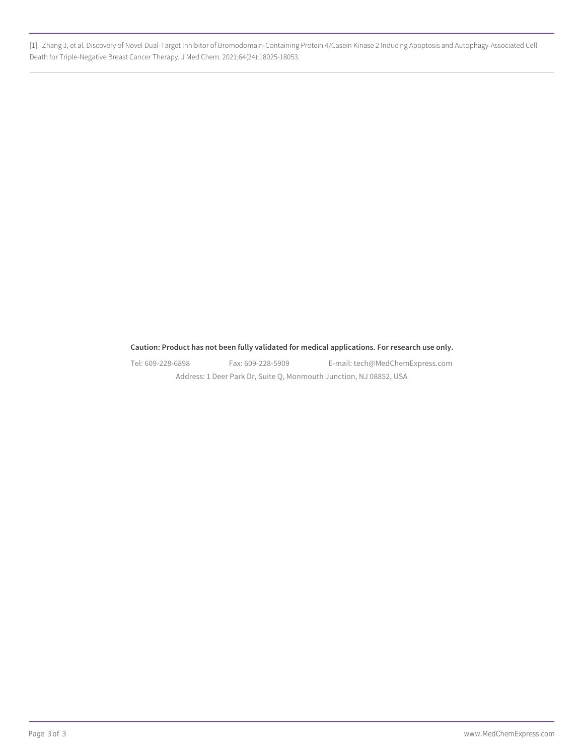[1]. Zhang J, et al. Discovery of Novel Dual-Target Inhibitor of Bromodomain-Containing Protein 4/Casein Kinase 2 Inducing Apoptosis and Autophagy-Associated Cell Death for Triple-Negative Breast Cancer Therapy. J Med Chem. 2021;64(24):18025-18053.

**Caution: Product has not been fully validated for medical applications. For research use only.**

Tel: 609-228-6898 Fax: 609-228-5909 E-mail: tech@MedChemExpress.com

Address: 1 Deer Park Dr, Suite Q, Monmouth Junction, NJ 08852, USA